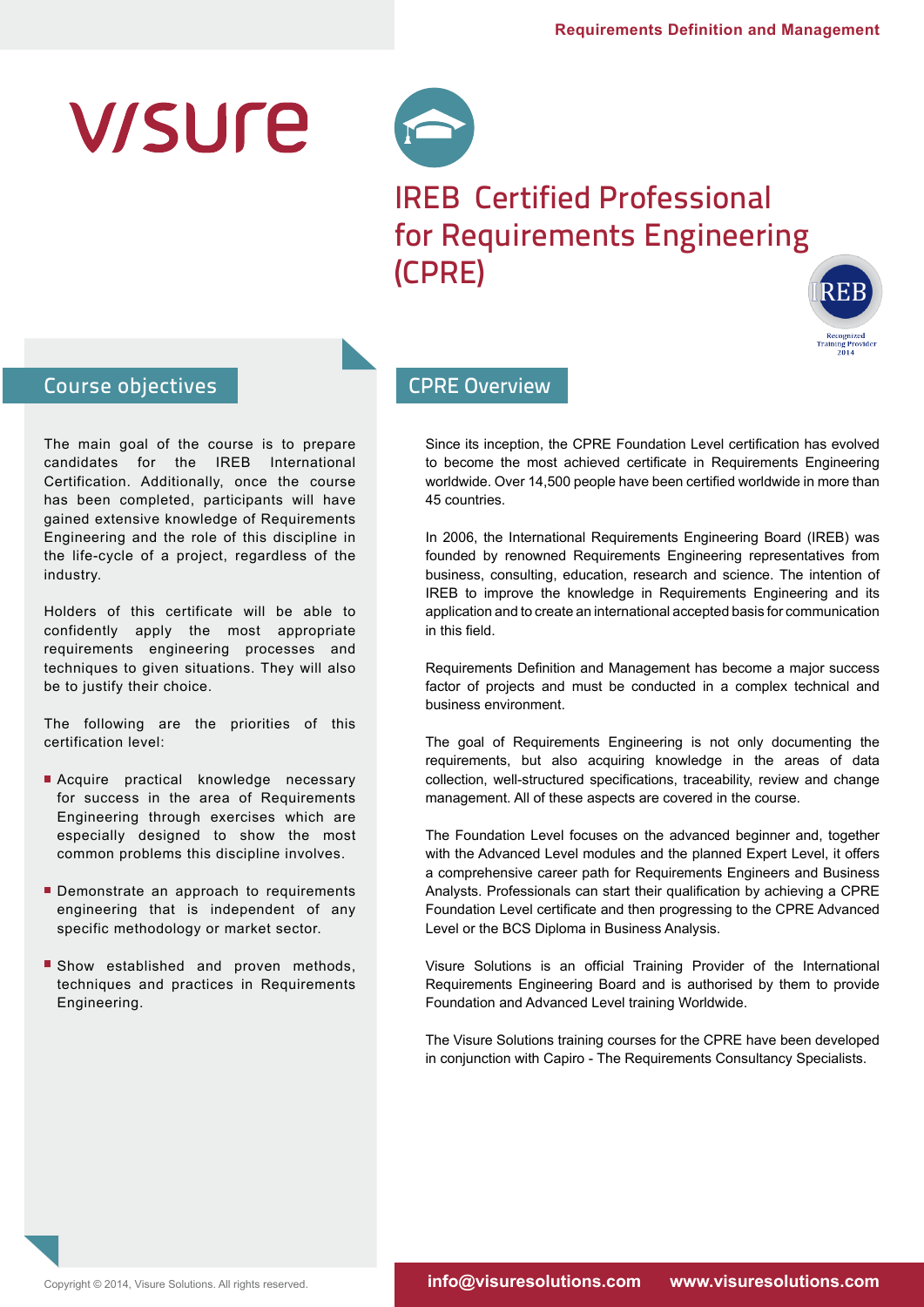# IREB Certified Professional for Requirements Engineering (CPRE)

## Course objectives

The main goal of the course is to prepare candidates for the IREB International Certification. Additionally, once the course has been completed, participants will have gained extensive knowledge of Requirements Engineering and the role of this discipline in the life-cycle of a project, regardless of the industry.

Holders of this certificate will be able to confidently apply the most appropriate requirements engineering processes and techniques to given situations. They will also be to justify their choice.

The following are the priorities of this certification level:

- Acquire practical knowledge necessary for success in the area of Requirements Engineering through exercises which are especially designed to show the most common problems this discipline involves.
- Demonstrate an approach to requirements engineering that is independent of any specific methodology or market sector.
- Show established and proven methods, techniques and practices in Requirements Engineering.

## CPRE Overview

Since its inception, the CPRE Foundation Level certification has evolved to become the most achieved certificate in Requirements Engineering worldwide. Over 14,500 people have been certified worldwide in more than 45 countries.

In 2006, the International Requirements Engineering Board (IREB) was founded by renowned Requirements Engineering representatives from business, consulting, education, research and science. The intention of IREB to improve the knowledge in Requirements Engineering and its application and to create an international accepted basis for communication in this field.

Requirements Definition and Management has become a major success factor of projects and must be conducted in a complex technical and business environment.

The goal of Requirements Engineering is not only documenting the requirements, but also acquiring knowledge in the areas of data collection, well-structured specifications, traceability, review and change management. All of these aspects are covered in the course.

The Foundation Level focuses on the advanced beginner and, together with the Advanced Level modules and the planned Expert Level, it offers a comprehensive career path for Requirements Engineers and Business Analysts. Professionals can start their qualification by achieving a CPRE Foundation Level certificate and then progressing to the CPRE Advanced Level or the BCS Diploma in Business Analysis.

Visure Solutions is an official Training Provider of the International Requirements Engineering Board and is authorised by them to provide Foundation and Advanced Level training Worldwide.

The Visure Solutions training courses for the CPRE have been developed in conjunction with Capiro - The Requirements Consultancy Specialists.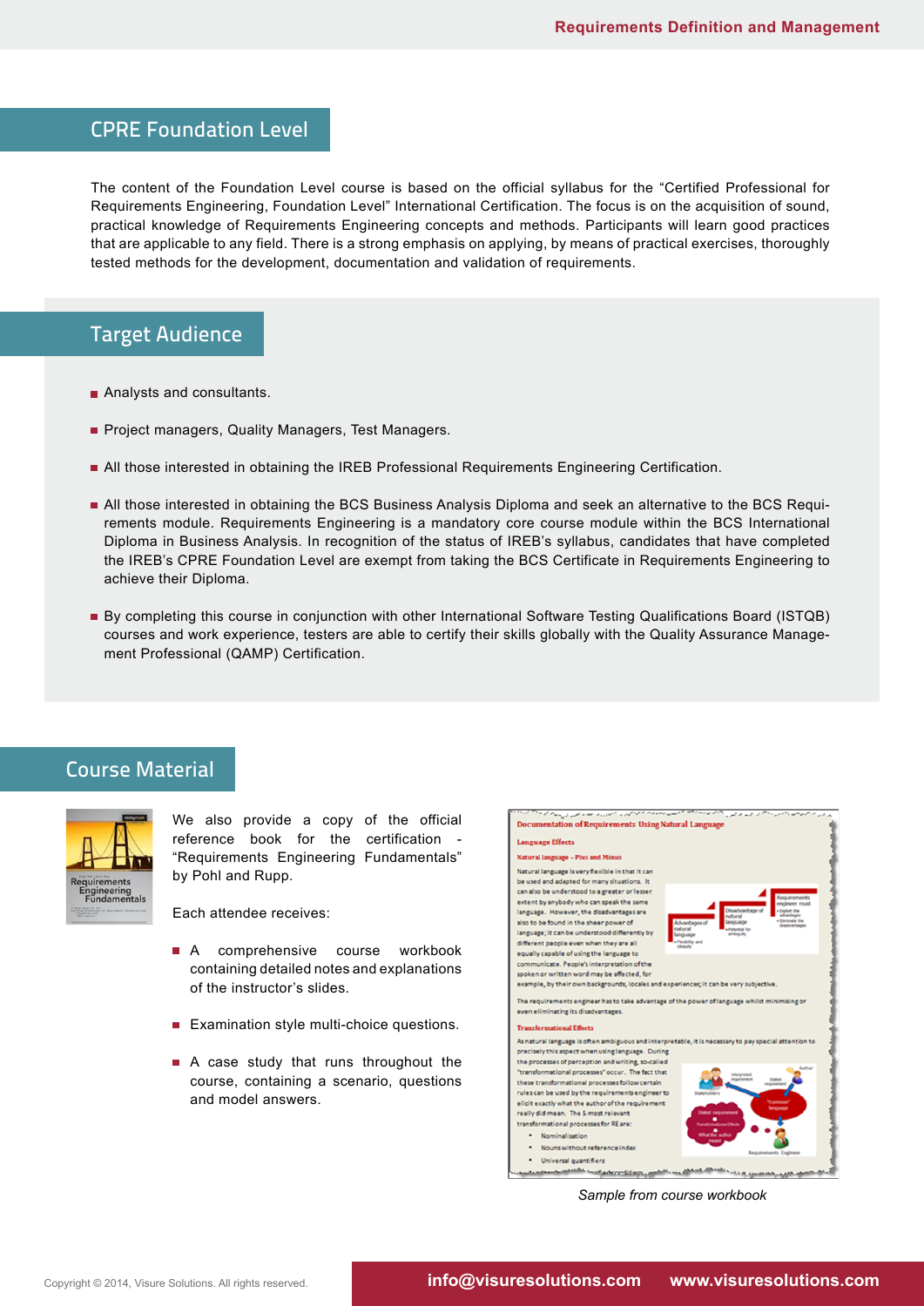## CPRE Foundation Level

The content of the Foundation Level course is based on the official syllabus for the “Certified Professional for Requirements Engineering, Foundation Level” International Certification. The focus is on the acquisition of sound, practical knowledge of Requirements Engineering concepts and methods. Participants will learn good practices that are applicable to any field. There is a strong emphasis on applying, by means of practical exercises, thoroughly tested methods for the development, documentation and validation of requirements.

## Target Audience

- Analysts and consultants.
- Project managers, Quality Managers, Test Managers.
- All those interested in obtaining the IREB Professional Requirements Engineering Certification.
- All those interested in obtaining the BCS Business Analysis Diploma and seek an alternative to the BCS Requirements module. Requirements Engineering is a mandatory core course module within the BCS International Diploma in Business Analysis. In recognition of the status of IREB's syllabus, candidates that have completed the IREB's CPRE Foundation Level are exempt from taking the BCS Certificate in Requirements Engineering to achieve their Diploma.
- By completing this course in conjunction with other International Software Testing Qualifications Board (ISTQB) courses and work experience, testers are able to certify their skills globally with the Quality Assurance Management Professional (QAMP) Certification.

## Course Material

We also provide a copy of the official reference book for the certification - “Requirements Engineering Fundamentals” by Pohl and Rupp.

Each attendee receives:

- A comprehensive course workbook containing detailed notes and explanations of the instructor's slides.
- Examination style multi-choice questions.
- A case study that runs throughout the course, containing a scenario, questions and model answers.

*Sample from course workbook*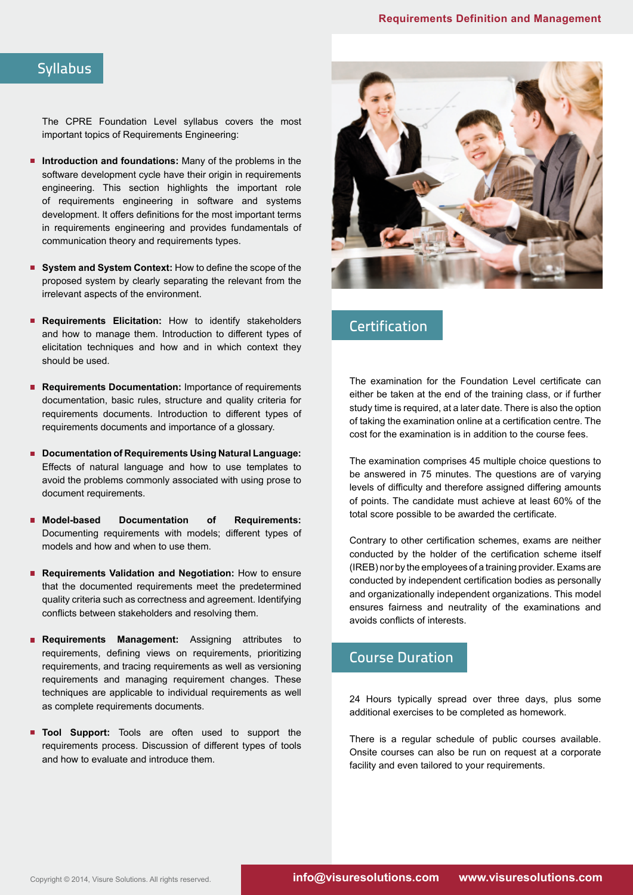## Syllabus

The CPRE Foundation Level syllabus covers the most important topics of Requirements Engineering:

- **Introduction and foundations:** Many of the problems in the software development cycle have their origin in requirements engineering. This section highlights the important role of requirements engineering in software and systems development. It offers definitions for the most important terms in requirements engineering and provides fundamentals of communication theory and requirements types.
- **System and System Context:** How to define the scope of the proposed system by clearly separating the relevant from the irrelevant aspects of the environment.
- **Requirements Elicitation:** How to identify stakeholders and how to manage them. Introduction to different types of elicitation techniques and how and in which context they should be used.
- **Requirements Documentation:** Importance of requirements documentation, basic rules, structure and quality criteria for requirements documents. Introduction to different types of requirements documents and importance of a glossary.
- **Documentation of Requirements Using Natural Language:** Effects of natural language and how to use templates to avoid the problems commonly associated with using prose to document requirements.
- **Model-based Documentation of Requirements:** Documenting requirements with models; different types of models and how and when to use them.
- **Requirements Validation and Negotiation:** How to ensure that the documented requirements meet the predetermined quality criteria such as correctness and agreement. Identifying conflicts between stakeholders and resolving them.
- **Requirements Management:** Assigning attributes to requirements, defining views on requirements, prioritizing requirements, and tracing requirements as well as versioning requirements and managing requirement changes. These techniques are applicable to individual requirements as well as complete requirements documents.
- **Tool Support:** Tools are often used to support the requirements process. Discussion of different types of tools and how to evaluate and introduce them.

## Certification

The examination for the Foundation Level certificate can either be taken at the end of the training class, or if further study time is required, at a later date. There is also the option of taking the examination online at a certification centre. The cost for the examination is in addition to the course fees.

The examination comprises 45 multiple choice questions to be answered in 75 minutes. The questions are of varying levels of difficulty and therefore assigned differing amounts of points. The candidate must achieve at least 60% of the total score possible to be awarded the certificate.

Contrary to other certification schemes, exams are neither conducted by the holder of the certification scheme itself (IREB) nor by the employees of a training provider. Exams are conducted by independent certification bodies as personally and organizationally independent organizations. This model ensures fairness and neutrality of the examinations and avoids conflicts of interests.

## Course Duration

24 Hours typically spread over three days, plus some additional exercises to be completed as homework.

There is a regular schedule of public courses available. Onsite courses can also be run on request at a corporate facility and even tailored to your requirements.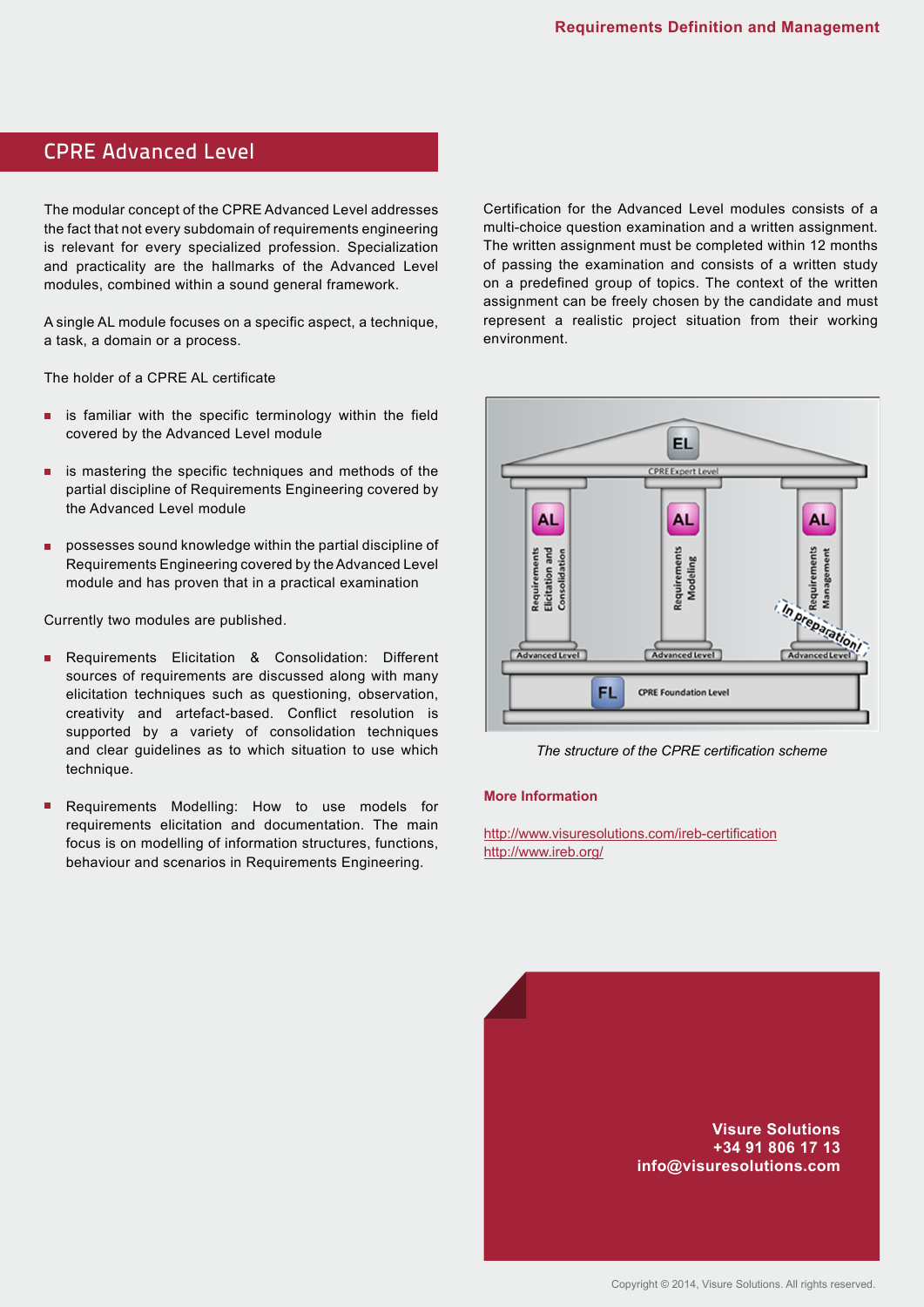## CPRE Advanced Level

The modular concept of the CPRE Advanced Level addresses the fact that not every subdomain of requirements engineering is relevant for every specialized profession. Specialization and practicality are the hallmarks of the Advanced Level modules, combined within a sound general framework.

A single AL module focuses on a specific aspect, a technique, a task, a domain or a process.

The holder of a CPRE AL certificate

- is familiar with the specific terminology within the field covered by the Advanced Level module
- is mastering the specific techniques and methods of the partial discipline of Requirements Engineering covered by the Advanced Level module
- possesses sound knowledge within the partial discipline of Requirements Engineering covered by the Advanced Level module and has proven that in a practical examination

Currently two modules are published.

- Requirements Elicitation & Consolidation: Different sources of requirements are discussed along with many elicitation techniques such as questioning, observation, creativity and artefact-based. Conflict resolution is supported by a variety of consolidation techniques and clear guidelines as to which situation to use which technique.
- Requirements Modelling: How to use models for requirements elicitation and documentation. The main focus is on modelling of information structures, functions, behaviour and scenarios in Requirements Engineering.

Certification for the Advanced Level modules consists of a multi-choice question examination and a written assignment. The written assignment must be completed within 12 months of passing the examination and consists of a written study on a predefined group of topics. The context of the written assignment can be freely chosen by the candidate and must represent a realistic project situation from their working environment.

EL
CPRE Expert Level
AL
Requirements Elicitation and Consolidation
Advanced Level
AL
Requirements Modeling
Advanced level
AL
Requirements Management
In preparation!
Advanced Level
FL
CPRE Foundation Level

*The structure of the CPRE certification scheme*

**More Information**

http://www.visuresolutions.com/ireb-certification
http://www.ireb.org/

**Visure Solutions**
**+34 91 806 17 13**
**info@visuresolutions.com**

Copyright © 2014, Visure Solutions. All rights reserved.